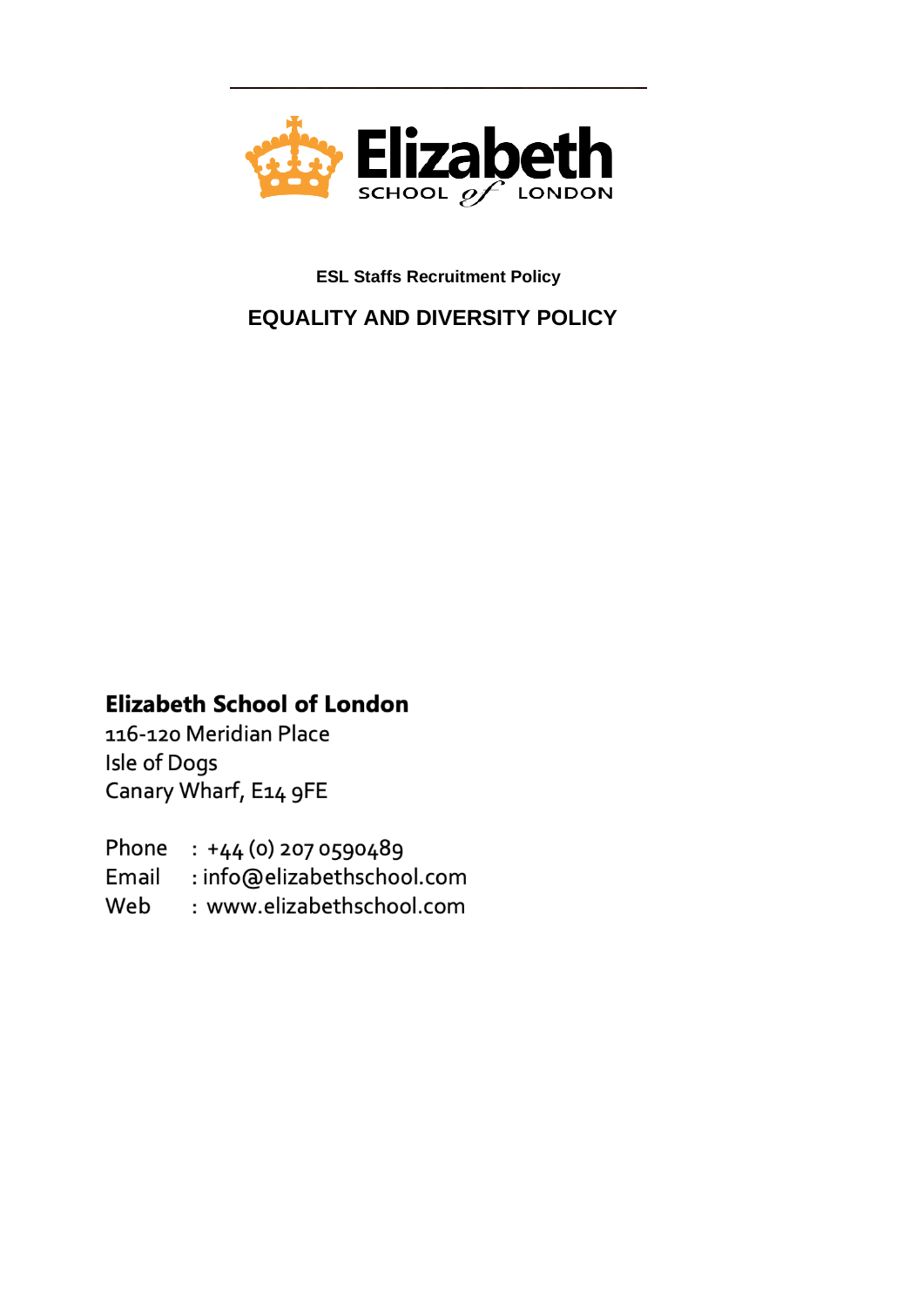Elizabeth SCHOOL of LONDON

**ESL Staffs Recruitment Policy**

# EQUALITY AND DIVERSITY POLICY

**Elizabeth School of London**
116-120 Meridian Place
Isle of Dogs
Canary Wharf, E14 9FE

Phone : +44 (0) 207 0590489
Email : info@elizabethschool.com
Web : www.elizabethschool.com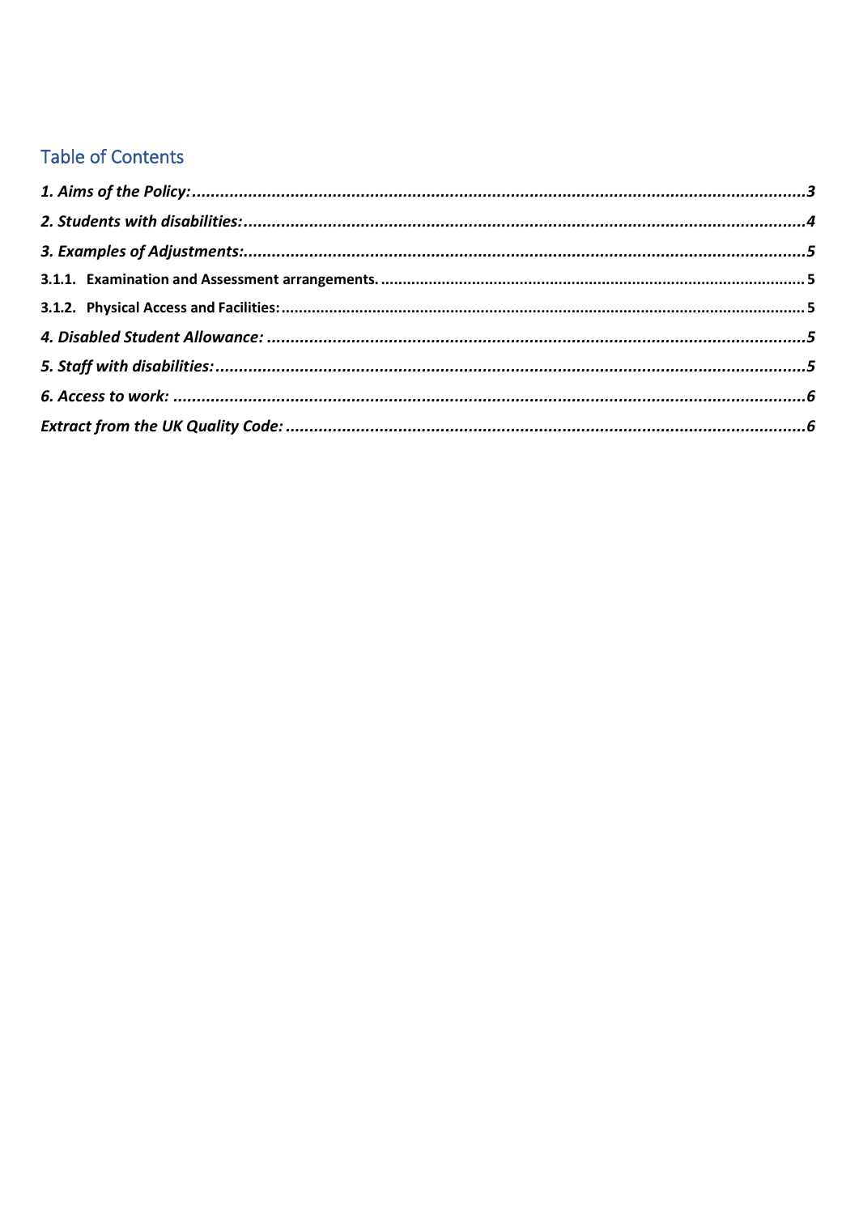## Table of Contents

*1. Aims of the Policy:* ........ 3

*2. Students with disabilities:* ........ 4

*3. Examples of Adjustments:* ........ 5

**3.1.1. Examination and Assessment arrangements.** ........ 5

**3.1.2. Physical Access and Facilities:** ........ 5

*4. Disabled Student Allowance:* ........ 5

*5. Staff with disabilities:* ........ 5

*6. Access to work:* ........ 6

*Extract from the UK Quality Code:* ........ 6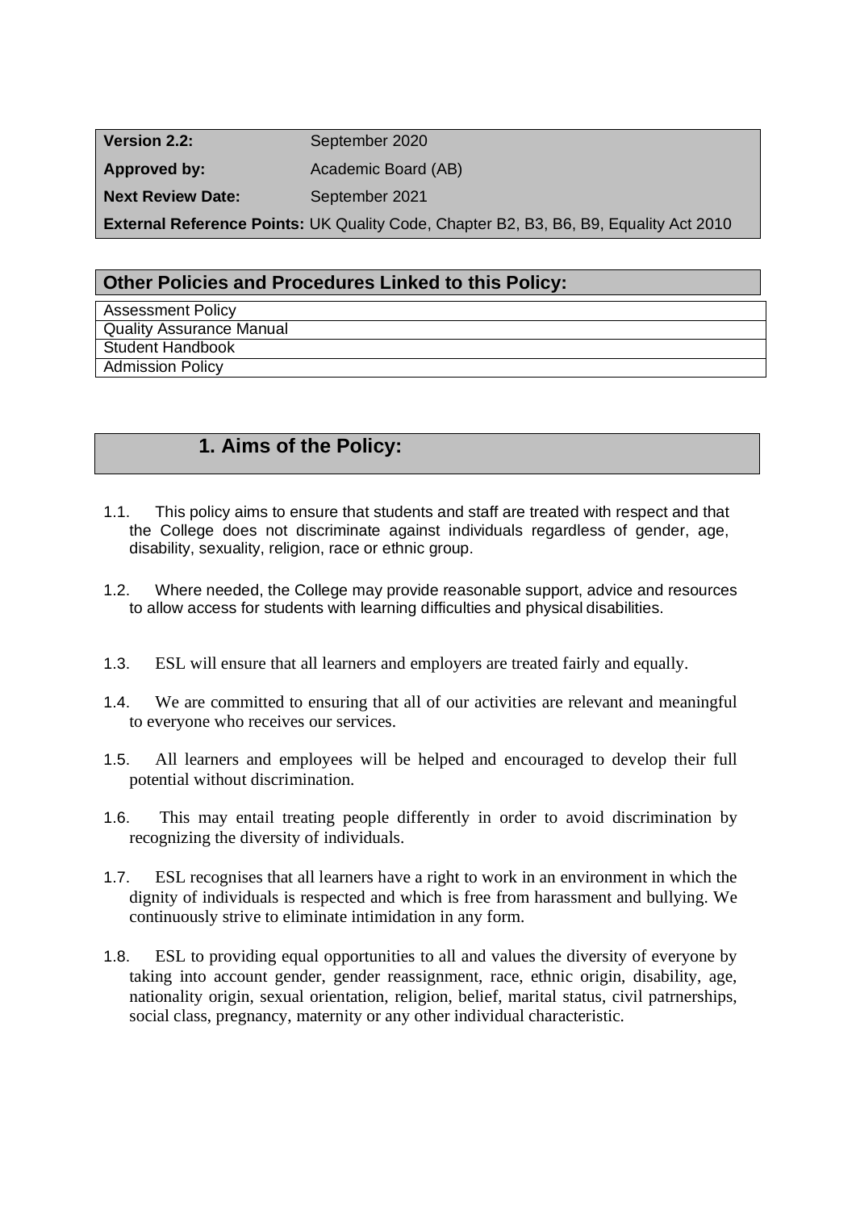| Version 2.2: | September 2020 |
|---|---|
| **Approved by:** | Academic Board (AB) |
| **Next Review Date:** | September 2021 |
| **External Reference Points:** UK Quality Code, Chapter B2, B3, B6, B9, Equality Act 2010 | |

| Other Policies and Procedures Linked to this Policy: |
|---|
| Assessment Policy |
| Quality Assurance Manual |
| Student Handbook |
| Admission Policy |

## 1. Aims of the Policy:

1.1. This policy aims to ensure that students and staff are treated with respect and that the College does not discriminate against individuals regardless of gender, age, disability, sexuality, religion, race or ethnic group.

1.2. Where needed, the College may provide reasonable support, advice and resources to allow access for students with learning difficulties and physical disabilities.

1.3. ESL will ensure that all learners and employers are treated fairly and equally.

1.4. We are committed to ensuring that all of our activities are relevant and meaningful to everyone who receives our services.

1.5. All learners and employees will be helped and encouraged to develop their full potential without discrimination.

1.6. This may entail treating people differently in order to avoid discrimination by recognizing the diversity of individuals.

1.7. ESL recognises that all learners have a right to work in an environment in which the dignity of individuals is respected and which is free from harassment and bullying. We continuously strive to eliminate intimidation in any form.

1.8. ESL to providing equal opportunities to all and values the diversity of everyone by taking into account gender, gender reassignment, race, ethnic origin, disability, age, nationality origin, sexual orientation, religion, belief, marital status, civil patrnerships, social class, pregnancy, maternity or any other individual characteristic.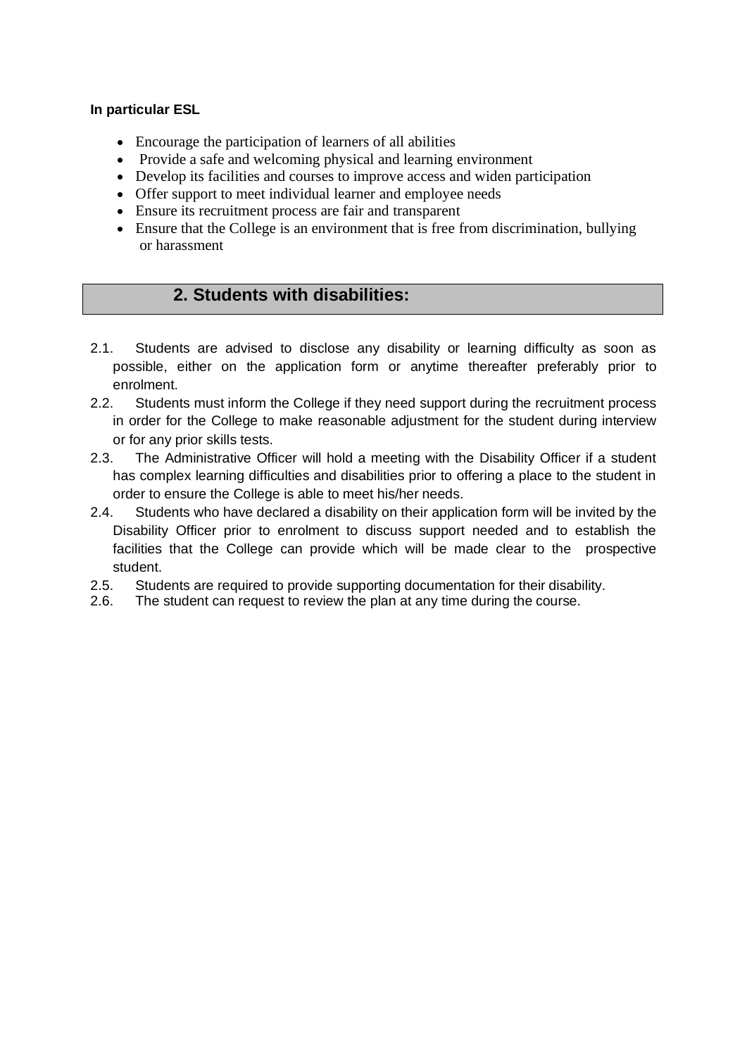**In particular ESL**

- Encourage the participation of learners of all abilities
- Provide a safe and welcoming physical and learning environment
- Develop its facilities and courses to improve access and widen participation
- Offer support to meet individual learner and employee needs
- Ensure its recruitment process are fair and transparent
- Ensure that the College is an environment that is free from discrimination, bullying or harassment

## 2. Students with disabilities:

2.1. Students are advised to disclose any disability or learning difficulty as soon as possible, either on the application form or anytime thereafter preferably prior to enrolment.

2.2. Students must inform the College if they need support during the recruitment process in order for the College to make reasonable adjustment for the student during interview or for any prior skills tests.

2.3. The Administrative Officer will hold a meeting with the Disability Officer if a student has complex learning difficulties and disabilities prior to offering a place to the student in order to ensure the College is able to meet his/her needs.

2.4. Students who have declared a disability on their application form will be invited by the Disability Officer prior to enrolment to discuss support needed and to establish the facilities that the College can provide which will be made clear to the prospective student.

2.5. Students are required to provide supporting documentation for their disability.

2.6. The student can request to review the plan at any time during the course.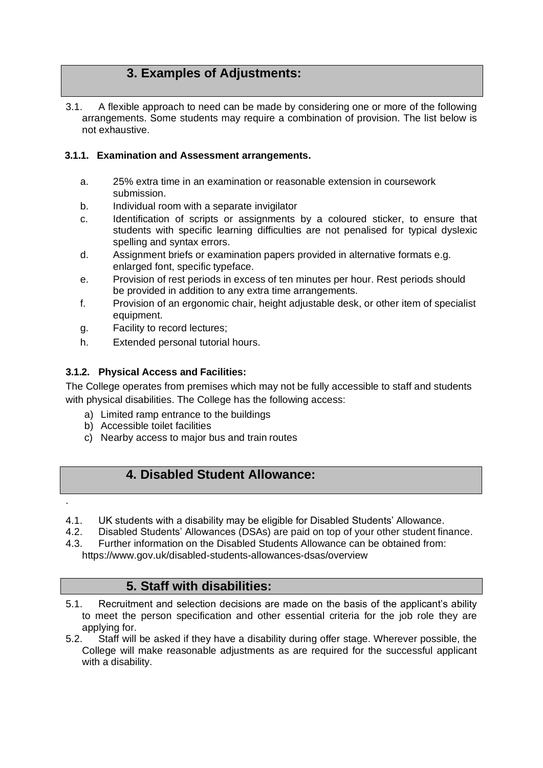## 3. Examples of Adjustments:

3.1. A flexible approach to need can be made by considering one or more of the following arrangements. Some students may require a combination of provision. The list below is not exhaustive.

### 3.1.1. Examination and Assessment arrangements.

a. 25% extra time in an examination or reasonable extension in coursework submission.

b. Individual room with a separate invigilator

c. Identification of scripts or assignments by a coloured sticker, to ensure that students with specific learning difficulties are not penalised for typical dyslexic spelling and syntax errors.

d. Assignment briefs or examination papers provided in alternative formats e.g. enlarged font, specific typeface.

e. Provision of rest periods in excess of ten minutes per hour. Rest periods should be provided in addition to any extra time arrangements.

f. Provision of an ergonomic chair, height adjustable desk, or other item of specialist equipment.

g. Facility to record lectures;

h. Extended personal tutorial hours.

### 3.1.2. Physical Access and Facilities:

The College operates from premises which may not be fully accessible to staff and students with physical disabilities. The College has the following access:

a) Limited ramp entrance to the buildings
b) Accessible toilet facilities
c) Nearby access to major bus and train routes

## 4. Disabled Student Allowance:

.

4.1. UK students with a disability may be eligible for Disabled Students' Allowance.
4.2. Disabled Students' Allowances (DSAs) are paid on top of your other student finance.
4.3. Further information on the Disabled Students Allowance can be obtained from: https://www.gov.uk/disabled-students-allowances-dsas/overview

## 5. Staff with disabilities:

5.1. Recruitment and selection decisions are made on the basis of the applicant's ability to meet the person specification and other essential criteria for the job role they are applying for.
5.2. Staff will be asked if they have a disability during offer stage. Wherever possible, the College will make reasonable adjustments as are required for the successful applicant with a disability.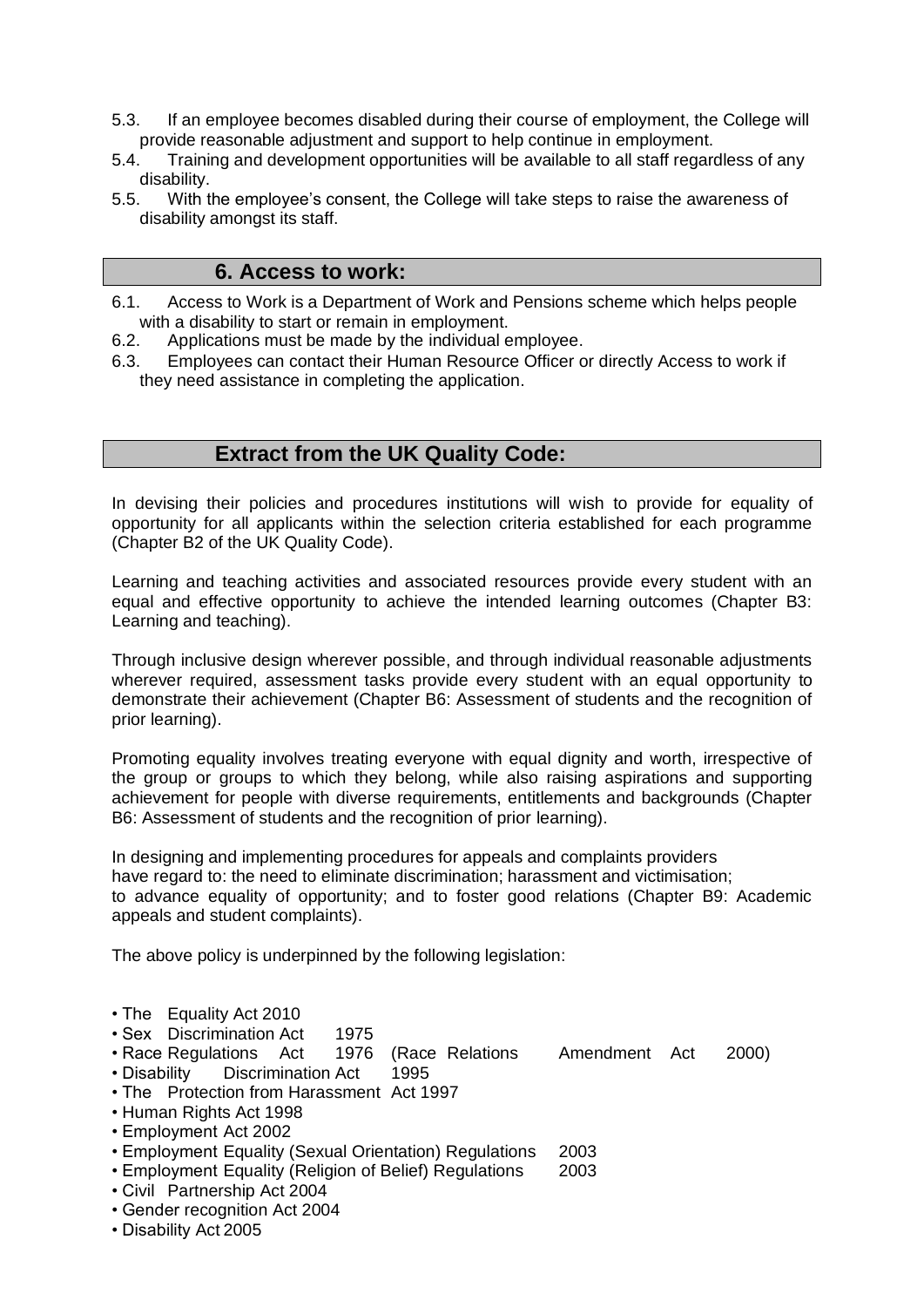5.3. If an employee becomes disabled during their course of employment, the College will provide reasonable adjustment and support to help continue in employment.

5.4. Training and development opportunities will be available to all staff regardless of any disability.

5.5. With the employee's consent, the College will take steps to raise the awareness of disability amongst its staff.

## 6. Access to work:

6.1. Access to Work is a Department of Work and Pensions scheme which helps people with a disability to start or remain in employment.

6.2. Applications must be made by the individual employee.

6.3. Employees can contact their Human Resource Officer or directly Access to work if they need assistance in completing the application.

## Extract from the UK Quality Code:

In devising their policies and procedures institutions will wish to provide for equality of opportunity for all applicants within the selection criteria established for each programme (Chapter B2 of the UK Quality Code).

Learning and teaching activities and associated resources provide every student with an equal and effective opportunity to achieve the intended learning outcomes (Chapter B3: Learning and teaching).

Through inclusive design wherever possible, and through individual reasonable adjustments wherever required, assessment tasks provide every student with an equal opportunity to demonstrate their achievement (Chapter B6: Assessment of students and the recognition of prior learning).

Promoting equality involves treating everyone with equal dignity and worth, irrespective of the group or groups to which they belong, while also raising aspirations and supporting achievement for people with diverse requirements, entitlements and backgrounds (Chapter B6: Assessment of students and the recognition of prior learning).

In designing and implementing procedures for appeals and complaints providers have regard to: the need to eliminate discrimination; harassment and victimisation; to advance equality of opportunity; and to foster good relations (Chapter B9: Academic appeals and student complaints).

The above policy is underpinned by the following legislation:

- The Equality Act 2010
- Sex Discrimination Act 1975
- Race Regulations Act 1976 (Race Relations Amendment Act 2000)
- Disability Discrimination Act 1995
- The Protection from Harassment Act 1997
- Human Rights Act 1998
- Employment Act 2002
- Employment Equality (Sexual Orientation) Regulations 2003
- Employment Equality (Religion of Belief) Regulations 2003
- Civil Partnership Act 2004
- Gender recognition Act 2004
- Disability Act 2005